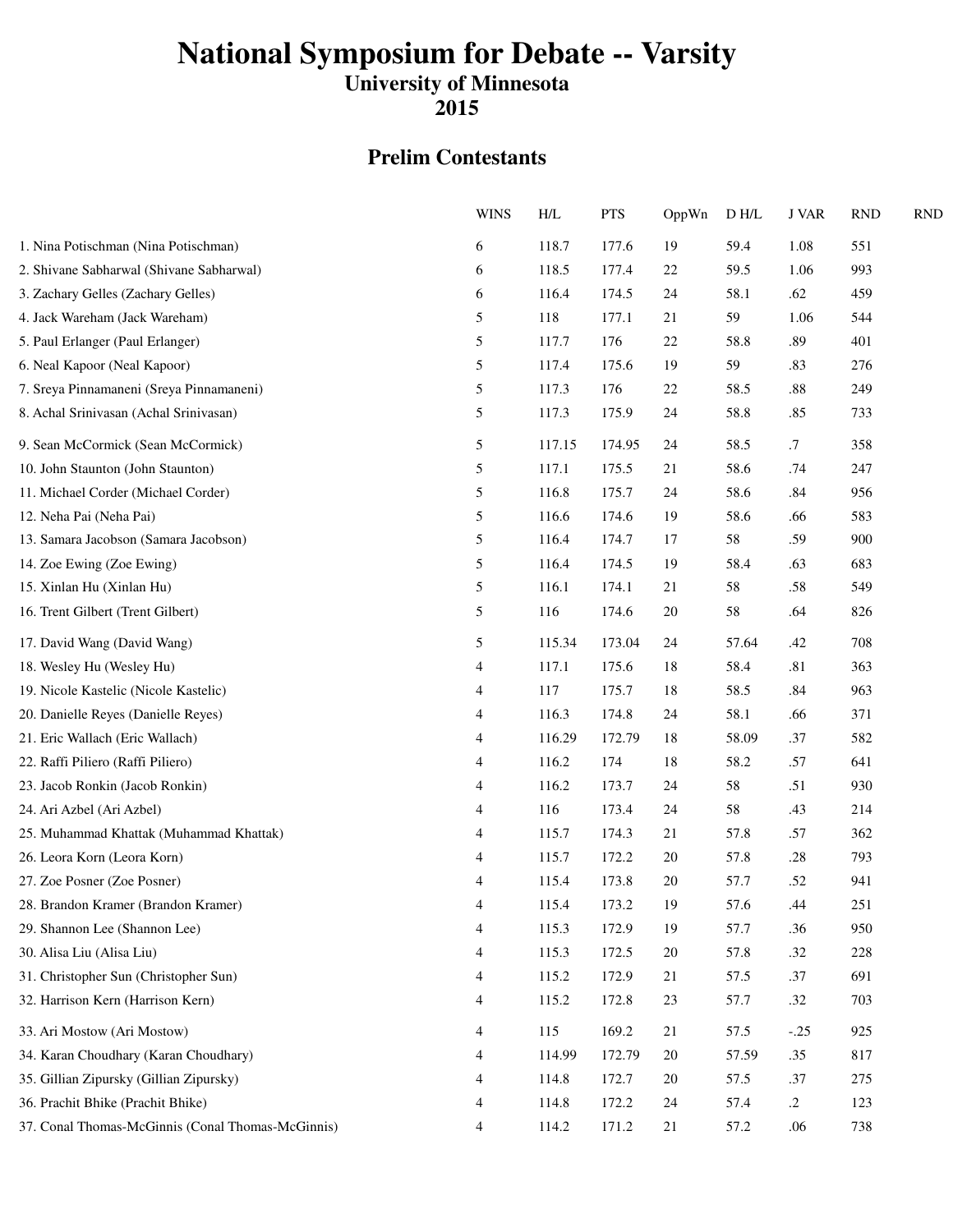# National Symposium for Debate -- Varsity

## University of Minnesota

## 2015

### Prelim Contestants

| | WINS | H/L | PTS | OppWn | D H/L | J VAR | RND | RND |
|---|---|---|---|---|---|---|---|---|
| 1. Nina Potischman (Nina Potischman) | 6 | 118.7 | 177.6 | 19 | 59.4 | 1.08 | 551 | |
| 2. Shivane Sabharwal (Shivane Sabharwal) | 6 | 118.5 | 177.4 | 22 | 59.5 | 1.06 | 993 | |
| 3. Zachary Gelles (Zachary Gelles) | 6 | 116.4 | 174.5 | 24 | 58.1 | .62 | 459 | |
| 4. Jack Wareham (Jack Wareham) | 5 | 118 | 177.1 | 21 | 59 | 1.06 | 544 | |
| 5. Paul Erlanger (Paul Erlanger) | 5 | 117.7 | 176 | 22 | 58.8 | .89 | 401 | |
| 6. Neal Kapoor (Neal Kapoor) | 5 | 117.4 | 175.6 | 19 | 59 | .83 | 276 | |
| 7. Sreya Pinnamaneni (Sreya Pinnamaneni) | 5 | 117.3 | 176 | 22 | 58.5 | .88 | 249 | |
| 8. Achal Srinivasan (Achal Srinivasan) | 5 | 117.3 | 175.9 | 24 | 58.8 | .85 | 733 | |
| 9. Sean McCormick (Sean McCormick) | 5 | 117.15 | 174.95 | 24 | 58.5 | .7 | 358 | |
| 10. John Staunton (John Staunton) | 5 | 117.1 | 175.5 | 21 | 58.6 | .74 | 247 | |
| 11. Michael Corder (Michael Corder) | 5 | 116.8 | 175.7 | 24 | 58.6 | .84 | 956 | |
| 12. Neha Pai (Neha Pai) | 5 | 116.6 | 174.6 | 19 | 58.6 | .66 | 583 | |
| 13. Samara Jacobson (Samara Jacobson) | 5 | 116.4 | 174.7 | 17 | 58 | .59 | 900 | |
| 14. Zoe Ewing (Zoe Ewing) | 5 | 116.4 | 174.5 | 19 | 58.4 | .63 | 683 | |
| 15. Xinlan Hu (Xinlan Hu) | 5 | 116.1 | 174.1 | 21 | 58 | .58 | 549 | |
| 16. Trent Gilbert (Trent Gilbert) | 5 | 116 | 174.6 | 20 | 58 | .64 | 826 | |
| 17. David Wang (David Wang) | 5 | 115.34 | 173.04 | 24 | 57.64 | .42 | 708 | |
| 18. Wesley Hu (Wesley Hu) | 4 | 117.1 | 175.6 | 18 | 58.4 | .81 | 363 | |
| 19. Nicole Kastelic (Nicole Kastelic) | 4 | 117 | 175.7 | 18 | 58.5 | .84 | 963 | |
| 20. Danielle Reyes (Danielle Reyes) | 4 | 116.3 | 174.8 | 24 | 58.1 | .66 | 371 | |
| 21. Eric Wallach (Eric Wallach) | 4 | 116.29 | 172.79 | 18 | 58.09 | .37 | 582 | |
| 22. Raffi Piliero (Raffi Piliero) | 4 | 116.2 | 174 | 18 | 58.2 | .57 | 641 | |
| 23. Jacob Ronkin (Jacob Ronkin) | 4 | 116.2 | 173.7 | 24 | 58 | .51 | 930 | |
| 24. Ari Azbel (Ari Azbel) | 4 | 116 | 173.4 | 24 | 58 | .43 | 214 | |
| 25. Muhammad Khattak (Muhammad Khattak) | 4 | 115.7 | 174.3 | 21 | 57.8 | .57 | 362 | |
| 26. Leora Korn (Leora Korn) | 4 | 115.7 | 172.2 | 20 | 57.8 | .28 | 793 | |
| 27. Zoe Posner (Zoe Posner) | 4 | 115.4 | 173.8 | 20 | 57.7 | .52 | 941 | |
| 28. Brandon Kramer (Brandon Kramer) | 4 | 115.4 | 173.2 | 19 | 57.6 | .44 | 251 | |
| 29. Shannon Lee (Shannon Lee) | 4 | 115.3 | 172.9 | 19 | 57.7 | .36 | 950 | |
| 30. Alisa Liu (Alisa Liu) | 4 | 115.3 | 172.5 | 20 | 57.8 | .32 | 228 | |
| 31. Christopher Sun (Christopher Sun) | 4 | 115.2 | 172.9 | 21 | 57.5 | .37 | 691 | |
| 32. Harrison Kern (Harrison Kern) | 4 | 115.2 | 172.8 | 23 | 57.7 | .32 | 703 | |
| 33. Ari Mostow (Ari Mostow) | 4 | 115 | 169.2 | 21 | 57.5 | -.25 | 925 | |
| 34. Karan Choudhary (Karan Choudhary) | 4 | 114.99 | 172.79 | 20 | 57.59 | .35 | 817 | |
| 35. Gillian Zipursky (Gillian Zipursky) | 4 | 114.8 | 172.7 | 20 | 57.5 | .37 | 275 | |
| 36. Prachit Bhike (Prachit Bhike) | 4 | 114.8 | 172.2 | 24 | 57.4 | .2 | 123 | |
| 37. Conal Thomas-McGinnis (Conal Thomas-McGinnis) | 4 | 114.2 | 171.2 | 21 | 57.2 | .06 | 738 | |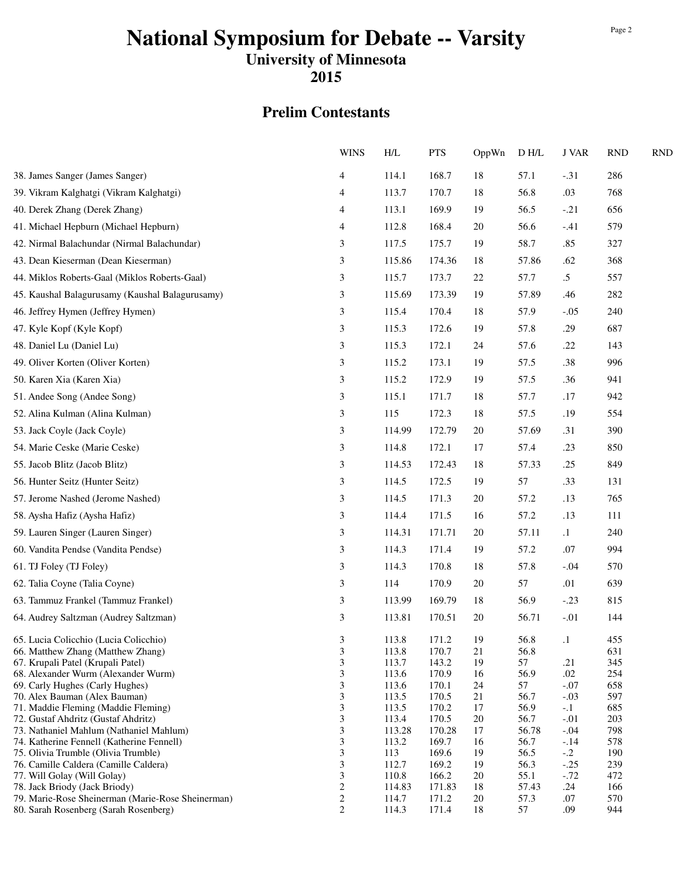# National Symposium for Debate -- Varsity

## University of Minnesota

## 2015

### Prelim Contestants

| | WINS | H/L | PTS | OppWn | D H/L | J VAR | RND | RND |
|---|---|---|---|---|---|---|---|---|
| 38. James Sanger (James Sanger) | 4 | 114.1 | 168.7 | 18 | 57.1 | -.31 | 286 | |
| 39. Vikram Kalghatgi (Vikram Kalghatgi) | 4 | 113.7 | 170.7 | 18 | 56.8 | .03 | 768 | |
| 40. Derek Zhang (Derek Zhang) | 4 | 113.1 | 169.9 | 19 | 56.5 | -.21 | 656 | |
| 41. Michael Hepburn (Michael Hepburn) | 4 | 112.8 | 168.4 | 20 | 56.6 | -.41 | 579 | |
| 42. Nirmal Balachundar (Nirmal Balachundar) | 3 | 117.5 | 175.7 | 19 | 58.7 | .85 | 327 | |
| 43. Dean Kieserman (Dean Kieserman) | 3 | 115.86 | 174.36 | 18 | 57.86 | .62 | 368 | |
| 44. Miklos Roberts-Gaal (Miklos Roberts-Gaal) | 3 | 115.7 | 173.7 | 22 | 57.7 | .5 | 557 | |
| 45. Kaushal Balagurusamy (Kaushal Balagurusamy) | 3 | 115.69 | 173.39 | 19 | 57.89 | .46 | 282 | |
| 46. Jeffrey Hymen (Jeffrey Hymen) | 3 | 115.4 | 170.4 | 18 | 57.9 | -.05 | 240 | |
| 47. Kyle Kopf (Kyle Kopf) | 3 | 115.3 | 172.6 | 19 | 57.8 | .29 | 687 | |
| 48. Daniel Lu (Daniel Lu) | 3 | 115.3 | 172.1 | 24 | 57.6 | .22 | 143 | |
| 49. Oliver Korten (Oliver Korten) | 3 | 115.2 | 173.1 | 19 | 57.5 | .38 | 996 | |
| 50. Karen Xia (Karen Xia) | 3 | 115.2 | 172.9 | 19 | 57.5 | .36 | 941 | |
| 51. Andee Song (Andee Song) | 3 | 115.1 | 171.7 | 18 | 57.7 | .17 | 942 | |
| 52. Alina Kulman (Alina Kulman) | 3 | 115 | 172.3 | 18 | 57.5 | .19 | 554 | |
| 53. Jack Coyle (Jack Coyle) | 3 | 114.99 | 172.79 | 20 | 57.69 | .31 | 390 | |
| 54. Marie Ceske (Marie Ceske) | 3 | 114.8 | 172.1 | 17 | 57.4 | .23 | 850 | |
| 55. Jacob Blitz (Jacob Blitz) | 3 | 114.53 | 172.43 | 18 | 57.33 | .25 | 849 | |
| 56. Hunter Seitz (Hunter Seitz) | 3 | 114.5 | 172.5 | 19 | 57 | .33 | 131 | |
| 57. Jerome Nashed (Jerome Nashed) | 3 | 114.5 | 171.3 | 20 | 57.2 | .13 | 765 | |
| 58. Aysha Hafiz (Aysha Hafiz) | 3 | 114.4 | 171.5 | 16 | 57.2 | .13 | 111 | |
| 59. Lauren Singer (Lauren Singer) | 3 | 114.31 | 171.71 | 20 | 57.11 | .1 | 240 | |
| 60. Vandita Pendse (Vandita Pendse) | 3 | 114.3 | 171.4 | 19 | 57.2 | .07 | 994 | |
| 61. TJ Foley (TJ Foley) | 3 | 114.3 | 170.8 | 18 | 57.8 | -.04 | 570 | |
| 62. Talia Coyne (Talia Coyne) | 3 | 114 | 170.9 | 20 | 57 | .01 | 639 | |
| 63. Tammuz Frankel (Tammuz Frankel) | 3 | 113.99 | 169.79 | 18 | 56.9 | -.23 | 815 | |
| 64. Audrey Saltzman (Audrey Saltzman) | 3 | 113.81 | 170.51 | 20 | 56.71 | -.01 | 144 | |
| 65. Lucia Colicchio (Lucia Colicchio) | 3 | 113.8 | 171.2 | 19 | 56.8 | .1 | 455 | |
| 66. Matthew Zhang (Matthew Zhang) | 3 | 113.8 | 170.7 | 21 | 56.8 | | 631 | |
| 67. Krupali Patel (Krupali Patel) | 3 | 113.7 | 143.2 | 19 | 57 | .21 | 345 | |
| 68. Alexander Wurm (Alexander Wurm) | 3 | 113.6 | 170.9 | 16 | 56.9 | .02 | 254 | |
| 69. Carly Hughes (Carly Hughes) | 3 | 113.6 | 170.1 | 24 | 57 | -.07 | 658 | |
| 70. Alex Bauman (Alex Bauman) | 3 | 113.5 | 170.5 | 21 | 56.7 | -.03 | 597 | |
| 71. Maddie Fleming (Maddie Fleming) | 3 | 113.5 | 170.2 | 17 | 56.9 | -.1 | 685 | |
| 72. Gustaf Ahdritz (Gustaf Ahdritz) | 3 | 113.4 | 170.5 | 20 | 56.7 | -.01 | 203 | |
| 73. Nathaniel Mahlum (Nathaniel Mahlum) | 3 | 113.28 | 170.28 | 17 | 56.78 | -.04 | 798 | |
| 74. Katherine Fennell (Katherine Fennell) | 3 | 113.2 | 169.7 | 16 | 56.7 | -.14 | 578 | |
| 75. Olivia Trumble (Olivia Trumble) | 3 | 113 | 169.6 | 19 | 56.5 | -.2 | 190 | |
| 76. Camille Caldera (Camille Caldera) | 3 | 112.7 | 169.2 | 19 | 56.3 | -.25 | 239 | |
| 77. Will Golay (Will Golay) | 3 | 110.8 | 166.2 | 20 | 55.1 | -.72 | 472 | |
| 78. Jack Briody (Jack Briody) | 2 | 114.83 | 171.83 | 18 | 57.43 | .24 | 166 | |
| 79. Marie-Rose Sheinerman (Marie-Rose Sheinerman) | 2 | 114.7 | 171.2 | 20 | 57.3 | .07 | 570 | |
| 80. Sarah Rosenberg (Sarah Rosenberg) | 2 | 114.3 | 171.4 | 18 | 57 | .09 | 944 | |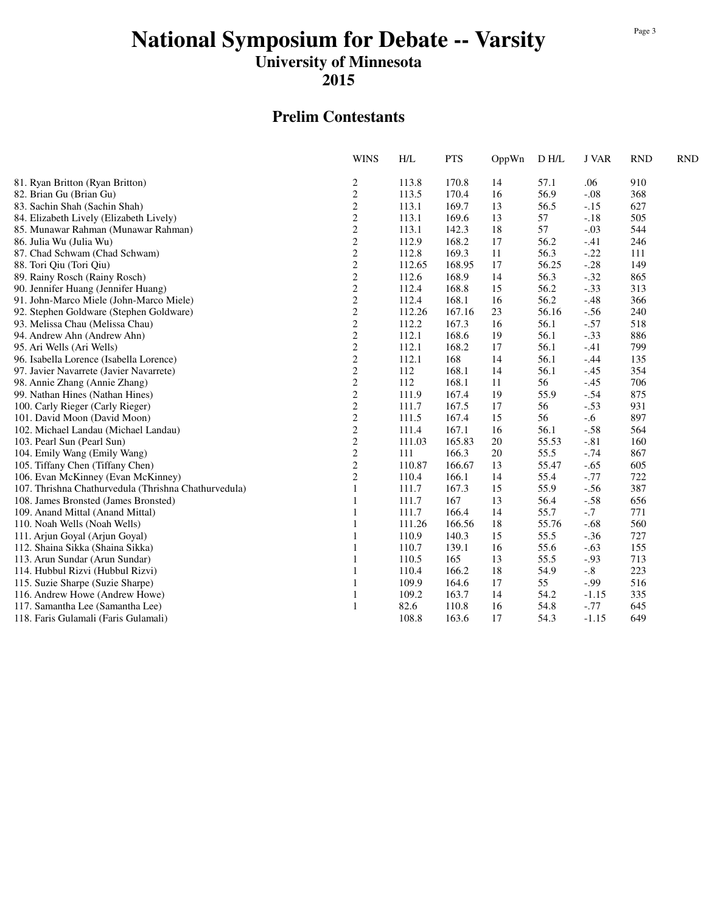# National Symposium for Debate -- Varsity

## University of Minnesota

## 2015

### Prelim Contestants

| | WINS | H/L | PTS | OppWn | D H/L | J VAR | RND | RND |
|---|---|---|---|---|---|---|---|---|
| 81. Ryan Britton (Ryan Britton) | 2 | 113.8 | 170.8 | 14 | 57.1 | .06 | 910 | |
| 82. Brian Gu (Brian Gu) | 2 | 113.5 | 170.4 | 16 | 56.9 | -.08 | 368 | |
| 83. Sachin Shah (Sachin Shah) | 2 | 113.1 | 169.7 | 13 | 56.5 | -.15 | 627 | |
| 84. Elizabeth Lively (Elizabeth Lively) | 2 | 113.1 | 169.6 | 13 | 57 | -.18 | 505 | |
| 85. Munawar Rahman (Munawar Rahman) | 2 | 113.1 | 142.3 | 18 | 57 | -.03 | 544 | |
| 86. Julia Wu (Julia Wu) | 2 | 112.9 | 168.2 | 17 | 56.2 | -.41 | 246 | |
| 87. Chad Schwam (Chad Schwam) | 2 | 112.8 | 169.3 | 11 | 56.3 | -.22 | 111 | |
| 88. Tori Qiu (Tori Qiu) | 2 | 112.65 | 168.95 | 17 | 56.25 | -.28 | 149 | |
| 89. Rainy Rosch (Rainy Rosch) | 2 | 112.6 | 168.9 | 14 | 56.3 | -.32 | 865 | |
| 90. Jennifer Huang (Jennifer Huang) | 2 | 112.4 | 168.8 | 15 | 56.2 | -.33 | 313 | |
| 91. John-Marco Miele (John-Marco Miele) | 2 | 112.4 | 168.1 | 16 | 56.2 | -.48 | 366 | |
| 92. Stephen Goldware (Stephen Goldware) | 2 | 112.26 | 167.16 | 23 | 56.16 | -.56 | 240 | |
| 93. Melissa Chau (Melissa Chau) | 2 | 112.2 | 167.3 | 16 | 56.1 | -.57 | 518 | |
| 94. Andrew Ahn (Andrew Ahn) | 2 | 112.1 | 168.6 | 19 | 56.1 | -.33 | 886 | |
| 95. Ari Wells (Ari Wells) | 2 | 112.1 | 168.2 | 17 | 56.1 | -.41 | 799 | |
| 96. Isabella Lorence (Isabella Lorence) | 2 | 112.1 | 168 | 14 | 56.1 | -.44 | 135 | |
| 97. Javier Navarrete (Javier Navarrete) | 2 | 112 | 168.1 | 14 | 56.1 | -.45 | 354 | |
| 98. Annie Zhang (Annie Zhang) | 2 | 112 | 168.1 | 11 | 56 | -.45 | 706 | |
| 99. Nathan Hines (Nathan Hines) | 2 | 111.9 | 167.4 | 19 | 55.9 | -.54 | 875 | |
| 100. Carly Rieger (Carly Rieger) | 2 | 111.7 | 167.5 | 17 | 56 | -.53 | 931 | |
| 101. David Moon (David Moon) | 2 | 111.5 | 167.4 | 15 | 56 | -.6 | 897 | |
| 102. Michael Landau (Michael Landau) | 2 | 111.4 | 167.1 | 16 | 56.1 | -.58 | 564 | |
| 103. Pearl Sun (Pearl Sun) | 2 | 111.03 | 165.83 | 20 | 55.53 | -.81 | 160 | |
| 104. Emily Wang (Emily Wang) | 2 | 111 | 166.3 | 20 | 55.5 | -.74 | 867 | |
| 105. Tiffany Chen (Tiffany Chen) | 2 | 110.87 | 166.67 | 13 | 55.47 | -.65 | 605 | |
| 106. Evan McKinney (Evan McKinney) | 2 | 110.4 | 166.1 | 14 | 55.4 | -.77 | 722 | |
| 107. Thrishna Chathurvedula (Thrishna Chathurvedula) | 1 | 111.7 | 167.3 | 15 | 55.9 | -.56 | 387 | |
| 108. James Bronsted (James Bronsted) | 1 | 111.7 | 167 | 13 | 56.4 | -.58 | 656 | |
| 109. Anand Mittal (Anand Mittal) | 1 | 111.7 | 166.4 | 14 | 55.7 | -.7 | 771 | |
| 110. Noah Wells (Noah Wells) | 1 | 111.26 | 166.56 | 18 | 55.76 | -.68 | 560 | |
| 111. Arjun Goyal (Arjun Goyal) | 1 | 110.9 | 140.3 | 15 | 55.5 | -.36 | 727 | |
| 112. Shaina Sikka (Shaina Sikka) | 1 | 110.7 | 139.1 | 16 | 55.6 | -.63 | 155 | |
| 113. Arun Sundar (Arun Sundar) | 1 | 110.5 | 165 | 13 | 55.5 | -.93 | 713 | |
| 114. Hubbul Rizvi (Hubbul Rizvi) | 1 | 110.4 | 166.2 | 18 | 54.9 | -.8 | 223 | |
| 115. Suzie Sharpe (Suzie Sharpe) | 1 | 109.9 | 164.6 | 17 | 55 | -.99 | 516 | |
| 116. Andrew Howe (Andrew Howe) | 1 | 109.2 | 163.7 | 14 | 54.2 | -1.15 | 335 | |
| 117. Samantha Lee (Samantha Lee) | 1 | 82.6 | 110.8 | 16 | 54.8 | -.77 | 645 | |
| 118. Faris Gulamali (Faris Gulamali) | | 108.8 | 163.6 | 17 | 54.3 | -1.15 | 649 | |